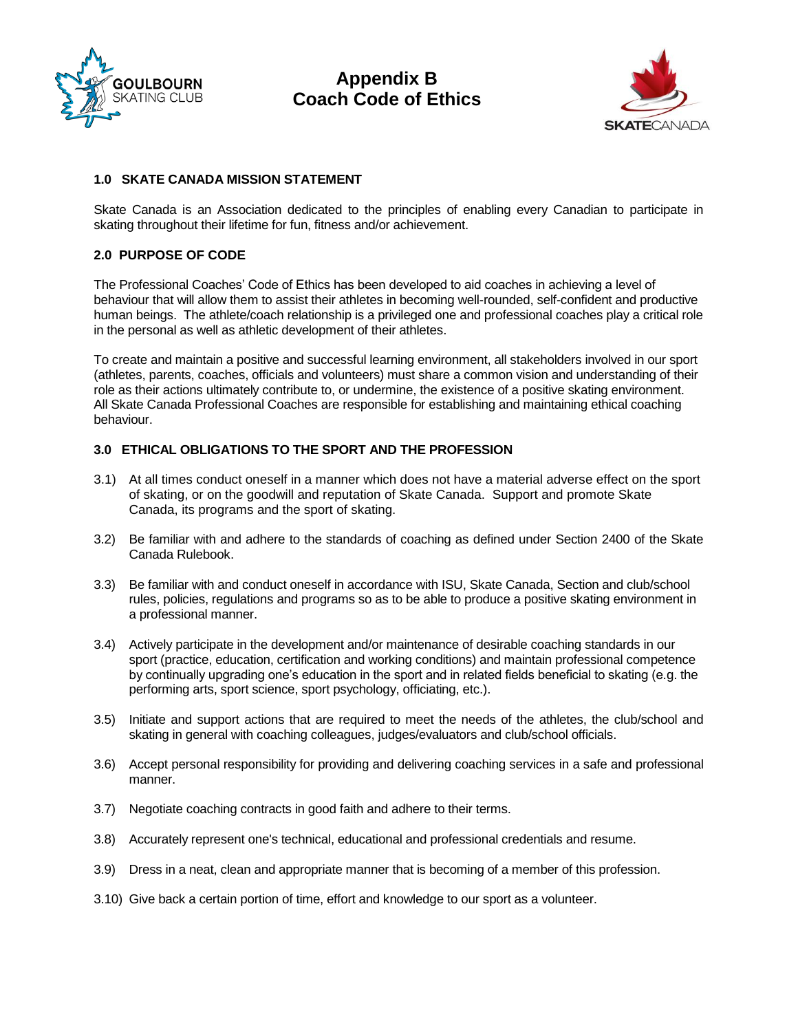# Appendix B
# Coach Code of Ethics

### 1.0 SKATE CANADA MISSION STATEMENT

Skate Canada is an Association dedicated to the principles of enabling every Canadian to participate in skating throughout their lifetime for fun, fitness and/or achievement.

### 2.0 PURPOSE OF CODE

The Professional Coaches' Code of Ethics has been developed to aid coaches in achieving a level of behaviour that will allow them to assist their athletes in becoming well-rounded, self-confident and productive human beings. The athlete/coach relationship is a privileged one and professional coaches play a critical role in the personal as well as athletic development of their athletes.

To create and maintain a positive and successful learning environment, all stakeholders involved in our sport (athletes, parents, coaches, officials and volunteers) must share a common vision and understanding of their role as their actions ultimately contribute to, or undermine, the existence of a positive skating environment. All Skate Canada Professional Coaches are responsible for establishing and maintaining ethical coaching behaviour.

### 3.0 ETHICAL OBLIGATIONS TO THE SPORT AND THE PROFESSION

3.1) At all times conduct oneself in a manner which does not have a material adverse effect on the sport of skating, or on the goodwill and reputation of Skate Canada. Support and promote Skate Canada, its programs and the sport of skating.

3.2) Be familiar with and adhere to the standards of coaching as defined under Section 2400 of the Skate Canada Rulebook.

3.3) Be familiar with and conduct oneself in accordance with ISU, Skate Canada, Section and club/school rules, policies, regulations and programs so as to be able to produce a positive skating environment in a professional manner.

3.4) Actively participate in the development and/or maintenance of desirable coaching standards in our sport (practice, education, certification and working conditions) and maintain professional competence by continually upgrading one's education in the sport and in related fields beneficial to skating (e.g. the performing arts, sport science, sport psychology, officiating, etc.).

3.5) Initiate and support actions that are required to meet the needs of the athletes, the club/school and skating in general with coaching colleagues, judges/evaluators and club/school officials.

3.6) Accept personal responsibility for providing and delivering coaching services in a safe and professional manner.

3.7) Negotiate coaching contracts in good faith and adhere to their terms.

3.8) Accurately represent one's technical, educational and professional credentials and resume.

3.9) Dress in a neat, clean and appropriate manner that is becoming of a member of this profession.

3.10) Give back a certain portion of time, effort and knowledge to our sport as a volunteer.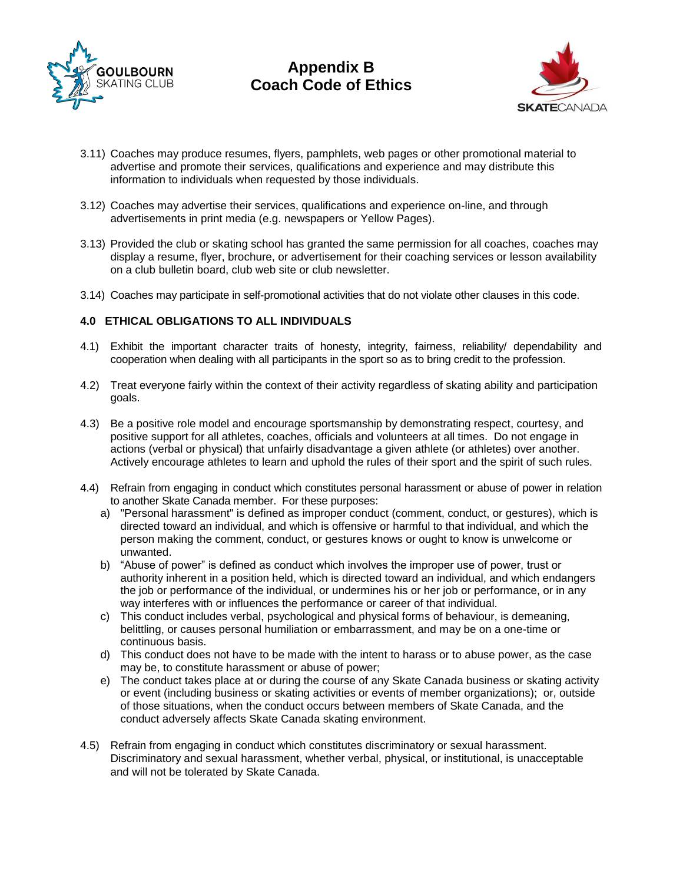# Appendix B
# Coach Code of Ethics

3.11) Coaches may produce resumes, flyers, pamphlets, web pages or other promotional material to advertise and promote their services, qualifications and experience and may distribute this information to individuals when requested by those individuals.

3.12) Coaches may advertise their services, qualifications and experience on-line, and through advertisements in print media (e.g. newspapers or Yellow Pages).

3.13) Provided the club or skating school has granted the same permission for all coaches, coaches may display a resume, flyer, brochure, or advertisement for their coaching services or lesson availability on a club bulletin board, club web site or club newsletter.

3.14) Coaches may participate in self-promotional activities that do not violate other clauses in this code.

**4.0 ETHICAL OBLIGATIONS TO ALL INDIVIDUALS**

4.1) Exhibit the important character traits of honesty, integrity, fairness, reliability/ dependability and cooperation when dealing with all participants in the sport so as to bring credit to the profession.

4.2) Treat everyone fairly within the context of their activity regardless of skating ability and participation goals.

4.3) Be a positive role model and encourage sportsmanship by demonstrating respect, courtesy, and positive support for all athletes, coaches, officials and volunteers at all times. Do not engage in actions (verbal or physical) that unfairly disadvantage a given athlete (or athletes) over another. Actively encourage athletes to learn and uphold the rules of their sport and the spirit of such rules.

4.4) Refrain from engaging in conduct which constitutes personal harassment or abuse of power in relation to another Skate Canada member. For these purposes:

a) "Personal harassment" is defined as improper conduct (comment, conduct, or gestures), which is directed toward an individual, and which is offensive or harmful to that individual, and which the person making the comment, conduct, or gestures knows or ought to know is unwelcome or unwanted.

b) "Abuse of power" is defined as conduct which involves the improper use of power, trust or authority inherent in a position held, which is directed toward an individual, and which endangers the job or performance of the individual, or undermines his or her job or performance, or in any way interferes with or influences the performance or career of that individual.

c) This conduct includes verbal, psychological and physical forms of behaviour, is demeaning, belittling, or causes personal humiliation or embarrassment, and may be on a one-time or continuous basis.

d) This conduct does not have to be made with the intent to harass or to abuse power, as the case may be, to constitute harassment or abuse of power;

e) The conduct takes place at or during the course of any Skate Canada business or skating activity or event (including business or skating activities or events of member organizations); or, outside of those situations, when the conduct occurs between members of Skate Canada, and the conduct adversely affects Skate Canada skating environment.

4.5) Refrain from engaging in conduct which constitutes discriminatory or sexual harassment. Discriminatory and sexual harassment, whether verbal, physical, or institutional, is unacceptable and will not be tolerated by Skate Canada.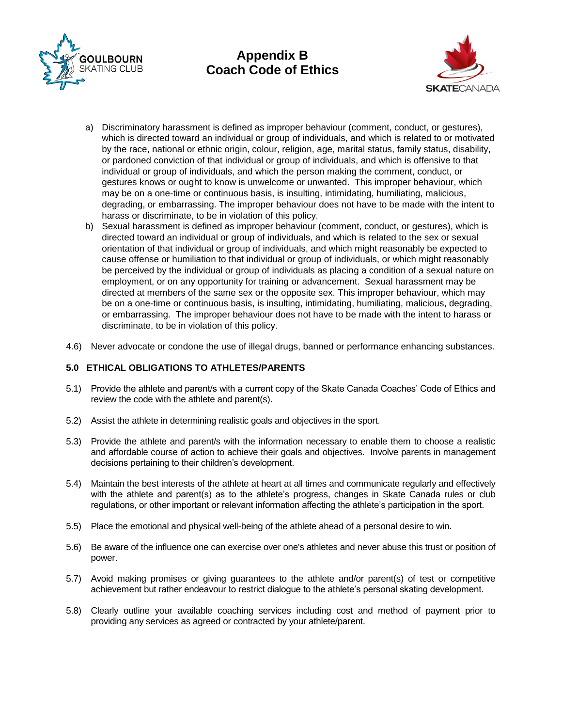# Appendix B
# Coach Code of Ethics

a) Discriminatory harassment is defined as improper behaviour (comment, conduct, or gestures), which is directed toward an individual or group of individuals, and which is related to or motivated by the race, national or ethnic origin, colour, religion, age, marital status, family status, disability, or pardoned conviction of that individual or group of individuals, and which is offensive to that individual or group of individuals, and which the person making the comment, conduct, or gestures knows or ought to know is unwelcome or unwanted. This improper behaviour, which may be on a one-time or continuous basis, is insulting, intimidating, humiliating, malicious, degrading, or embarrassing. The improper behaviour does not have to be made with the intent to harass or discriminate, to be in violation of this policy.

b) Sexual harassment is defined as improper behaviour (comment, conduct, or gestures), which is directed toward an individual or group of individuals, and which is related to the sex or sexual orientation of that individual or group of individuals, and which might reasonably be expected to cause offense or humiliation to that individual or group of individuals, or which might reasonably be perceived by the individual or group of individuals as placing a condition of a sexual nature on employment, or on any opportunity for training or advancement. Sexual harassment may be directed at members of the same sex or the opposite sex. This improper behaviour, which may be on a one-time or continuous basis, is insulting, intimidating, humiliating, malicious, degrading, or embarrassing. The improper behaviour does not have to be made with the intent to harass or discriminate, to be in violation of this policy.

4.6) Never advocate or condone the use of illegal drugs, banned or performance enhancing substances.

**5.0 ETHICAL OBLIGATIONS TO ATHLETES/PARENTS**

5.1) Provide the athlete and parent/s with a current copy of the Skate Canada Coaches' Code of Ethics and review the code with the athlete and parent(s).

5.2) Assist the athlete in determining realistic goals and objectives in the sport.

5.3) Provide the athlete and parent/s with the information necessary to enable them to choose a realistic and affordable course of action to achieve their goals and objectives. Involve parents in management decisions pertaining to their children's development.

5.4) Maintain the best interests of the athlete at heart at all times and communicate regularly and effectively with the athlete and parent(s) as to the athlete's progress, changes in Skate Canada rules or club regulations, or other important or relevant information affecting the athlete's participation in the sport.

5.5) Place the emotional and physical well-being of the athlete ahead of a personal desire to win.

5.6) Be aware of the influence one can exercise over one's athletes and never abuse this trust or position of power.

5.7) Avoid making promises or giving guarantees to the athlete and/or parent(s) of test or competitive achievement but rather endeavour to restrict dialogue to the athlete's personal skating development.

5.8) Clearly outline your available coaching services including cost and method of payment prior to providing any services as agreed or contracted by your athlete/parent.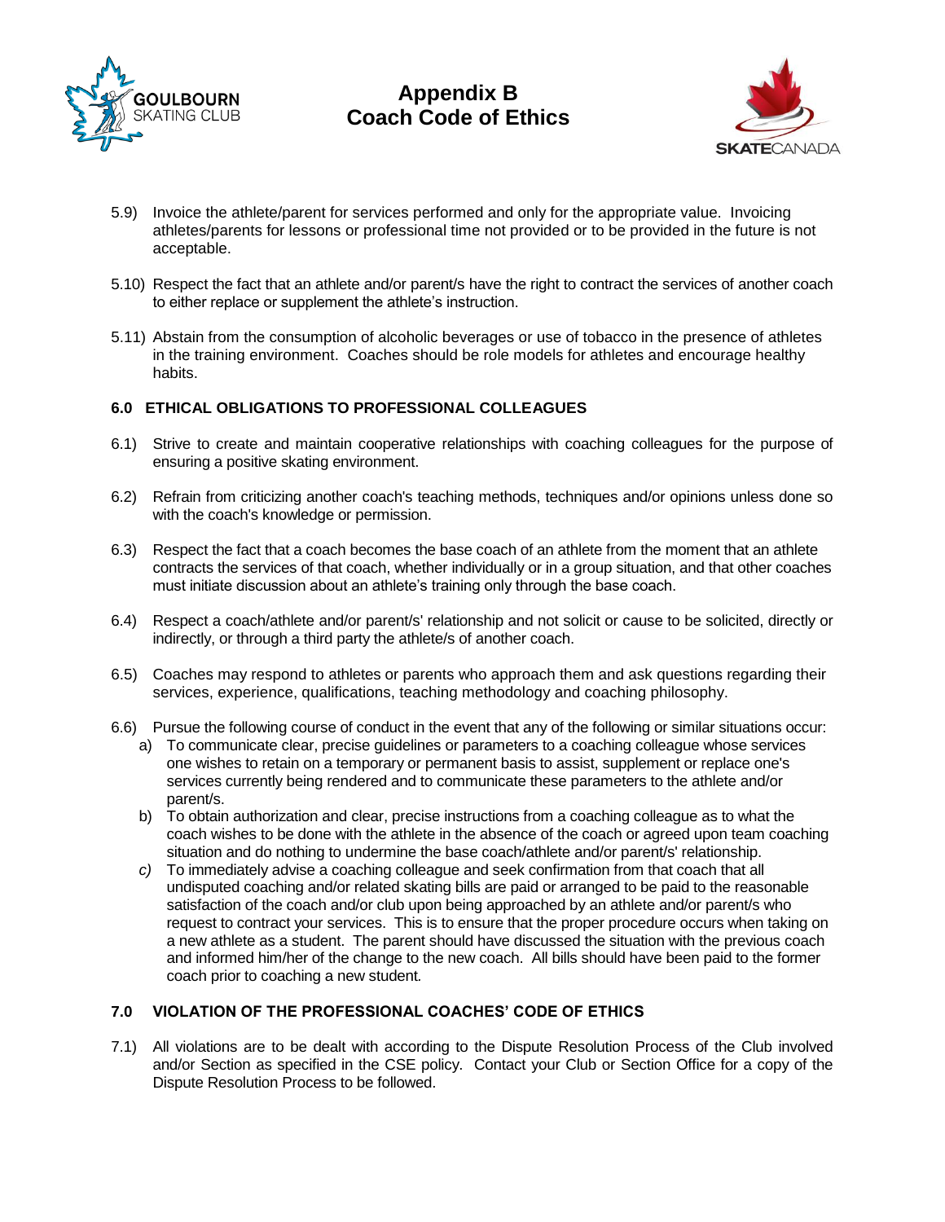5.9) Invoice the athlete/parent for services performed and only for the appropriate value. Invoicing athletes/parents for lessons or professional time not provided or to be provided in the future is not acceptable.

5.10) Respect the fact that an athlete and/or parent/s have the right to contract the services of another coach to either replace or supplement the athlete's instruction.

5.11) Abstain from the consumption of alcoholic beverages or use of tobacco in the presence of athletes in the training environment. Coaches should be role models for athletes and encourage healthy habits.

**6.0 ETHICAL OBLIGATIONS TO PROFESSIONAL COLLEAGUES**

6.1) Strive to create and maintain cooperative relationships with coaching colleagues for the purpose of ensuring a positive skating environment.

6.2) Refrain from criticizing another coach's teaching methods, techniques and/or opinions unless done so with the coach's knowledge or permission.

6.3) Respect the fact that a coach becomes the base coach of an athlete from the moment that an athlete contracts the services of that coach, whether individually or in a group situation, and that other coaches must initiate discussion about an athlete's training only through the base coach.

6.4) Respect a coach/athlete and/or parent/s' relationship and not solicit or cause to be solicited, directly or indirectly, or through a third party the athlete/s of another coach.

6.5) Coaches may respond to athletes or parents who approach them and ask questions regarding their services, experience, qualifications, teaching methodology and coaching philosophy.

6.6) Pursue the following course of conduct in the event that any of the following or similar situations occur:

a) To communicate clear, precise guidelines or parameters to a coaching colleague whose services one wishes to retain on a temporary or permanent basis to assist, supplement or replace one's services currently being rendered and to communicate these parameters to the athlete and/or parent/s.

b) To obtain authorization and clear, precise instructions from a coaching colleague as to what the coach wishes to be done with the athlete in the absence of the coach or agreed upon team coaching situation and do nothing to undermine the base coach/athlete and/or parent/s' relationship.

*c)* To immediately advise a coaching colleague and seek confirmation from that coach that all undisputed coaching and/or related skating bills are paid or arranged to be paid to the reasonable satisfaction of the coach and/or club upon being approached by an athlete and/or parent/s who request to contract your services. This is to ensure that the proper procedure occurs when taking on a new athlete as a student. The parent should have discussed the situation with the previous coach and informed him/her of the change to the new coach. All bills should have been paid to the former coach prior to coaching a new student*.*

**7.0 VIOLATION OF THE PROFESSIONAL COACHES' CODE OF ETHICS**

7.1) All violations are to be dealt with according to the Dispute Resolution Process of the Club involved and/or Section as specified in the CSE policy. Contact your Club or Section Office for a copy of the Dispute Resolution Process to be followed.